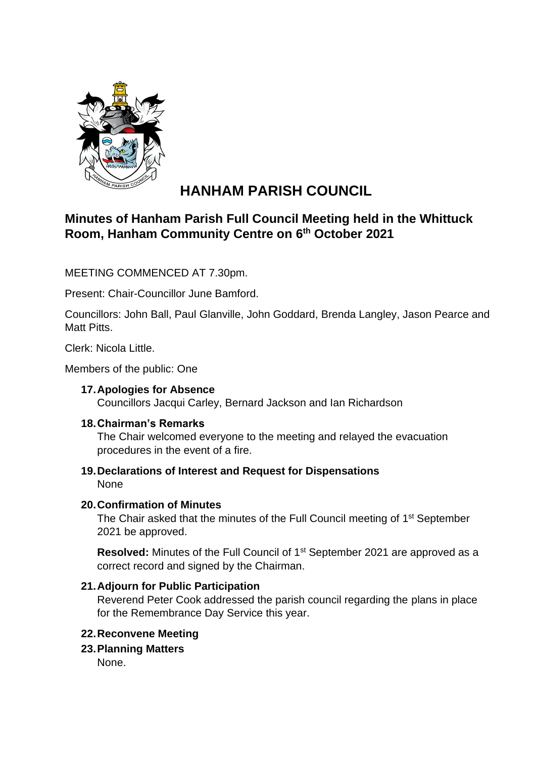# HANHAM PARISH COUNCIL

## Minutes of Hanham Parish Full Council Meeting held in the Whittuck Room, Hanham Community Centre on 6th October 2021

MEETING COMMENCED AT 7.30pm.

Present: Chair-Councillor June Bamford.

Councillors: John Ball, Paul Glanville, John Goddard, Brenda Langley, Jason Pearce and Matt Pitts.

Clerk: Nicola Little.

Members of the public: One

**17. Apologies for Absence**
Councillors Jacqui Carley, Bernard Jackson and Ian Richardson

**18. Chairman's Remarks**
The Chair welcomed everyone to the meeting and relayed the evacuation procedures in the event of a fire.

**19. Declarations of Interest and Request for Dispensations**
None

**20. Confirmation of Minutes**
The Chair asked that the minutes of the Full Council meeting of 1st September 2021 be approved.

**Resolved:** Minutes of the Full Council of 1st September 2021 are approved as a correct record and signed by the Chairman.

**21. Adjourn for Public Participation**
Reverend Peter Cook addressed the parish council regarding the plans in place for the Remembrance Day Service this year.

**22. Reconvene Meeting**

**23. Planning Matters**
None.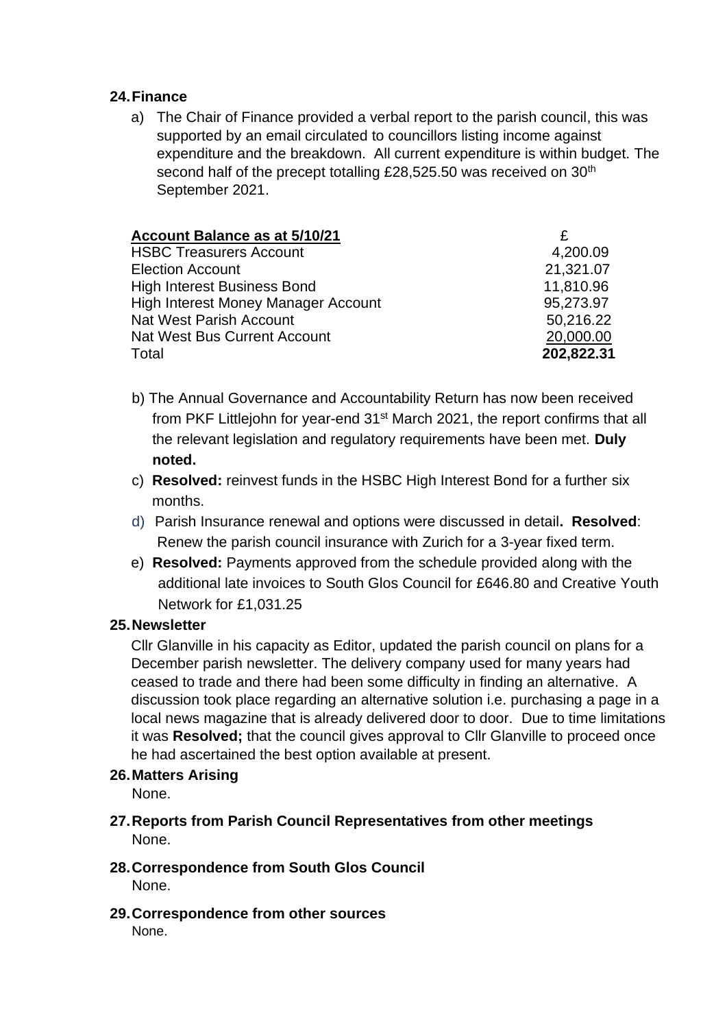**24. Finance**

a) The Chair of Finance provided a verbal report to the parish council, this was supported by an email circulated to councillors listing income against expenditure and the breakdown. All current expenditure is within budget. The second half of the precept totalling £28,525.50 was received on 30th September 2021.

| **Account Balance as at 5/10/21** | £ |
|---|---|
| HSBC Treasurers Account | 4,200.09 |
| Election Account | 21,321.07 |
| High Interest Business Bond | 11,810.96 |
| High Interest Money Manager Account | 95,273.97 |
| Nat West Parish Account | 50,216.22 |
| Nat West Bus Current Account | 20,000.00 |
| Total | **202,822.31** |

b) The Annual Governance and Accountability Return has now been received from PKF Littlejohn for year-end 31st March 2021, the report confirms that all the relevant legislation and regulatory requirements have been met. **Duly noted.**

c) **Resolved:** reinvest funds in the HSBC High Interest Bond for a further six months.

d) Parish Insurance renewal and options were discussed in detail**. Resolved**: Renew the parish council insurance with Zurich for a 3-year fixed term.

e) **Resolved:** Payments approved from the schedule provided along with the additional late invoices to South Glos Council for £646.80 and Creative Youth Network for £1,031.25

**25. Newsletter**

Cllr Glanville in his capacity as Editor, updated the parish council on plans for a December parish newsletter. The delivery company used for many years had ceased to trade and there had been some difficulty in finding an alternative. A discussion took place regarding an alternative solution i.e. purchasing a page in a local news magazine that is already delivered door to door. Due to time limitations it was **Resolved;** that the council gives approval to Cllr Glanville to proceed once he had ascertained the best option available at present.

**26. Matters Arising**

None.

**27. Reports from Parish Council Representatives from other meetings**

None.

**28. Correspondence from South Glos Council**

None.

**29. Correspondence from other sources**

None.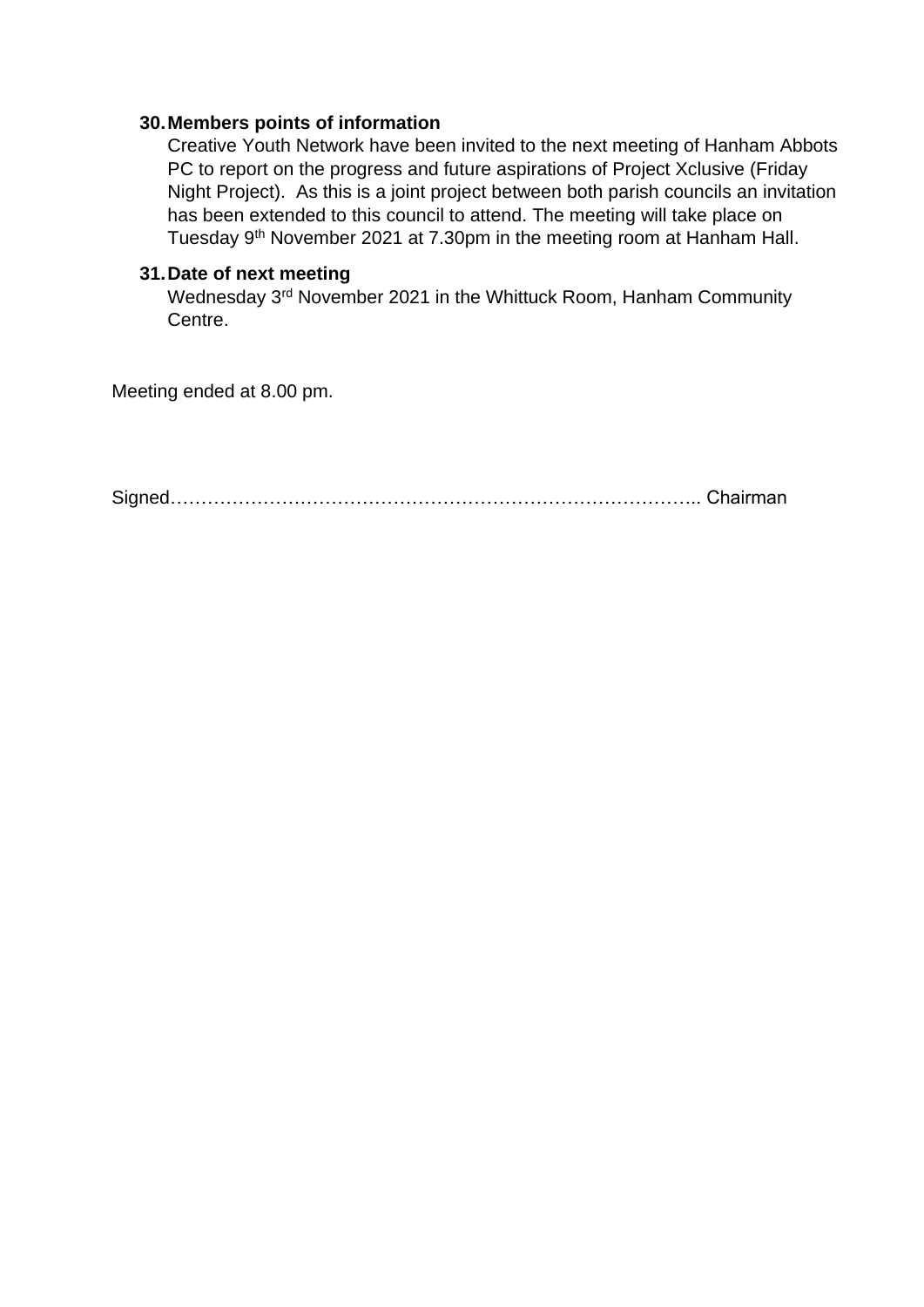**30. Members points of information**

Creative Youth Network have been invited to the next meeting of Hanham Abbots PC to report on the progress and future aspirations of Project Xclusive (Friday Night Project). As this is a joint project between both parish councils an invitation has been extended to this council to attend. The meeting will take place on Tuesday 9th November 2021 at 7.30pm in the meeting room at Hanham Hall.

**31. Date of next meeting**

Wednesday 3rd November 2021 in the Whittuck Room, Hanham Community Centre.

Meeting ended at 8.00 pm.

Signed………………………………………………………………………….. Chairman